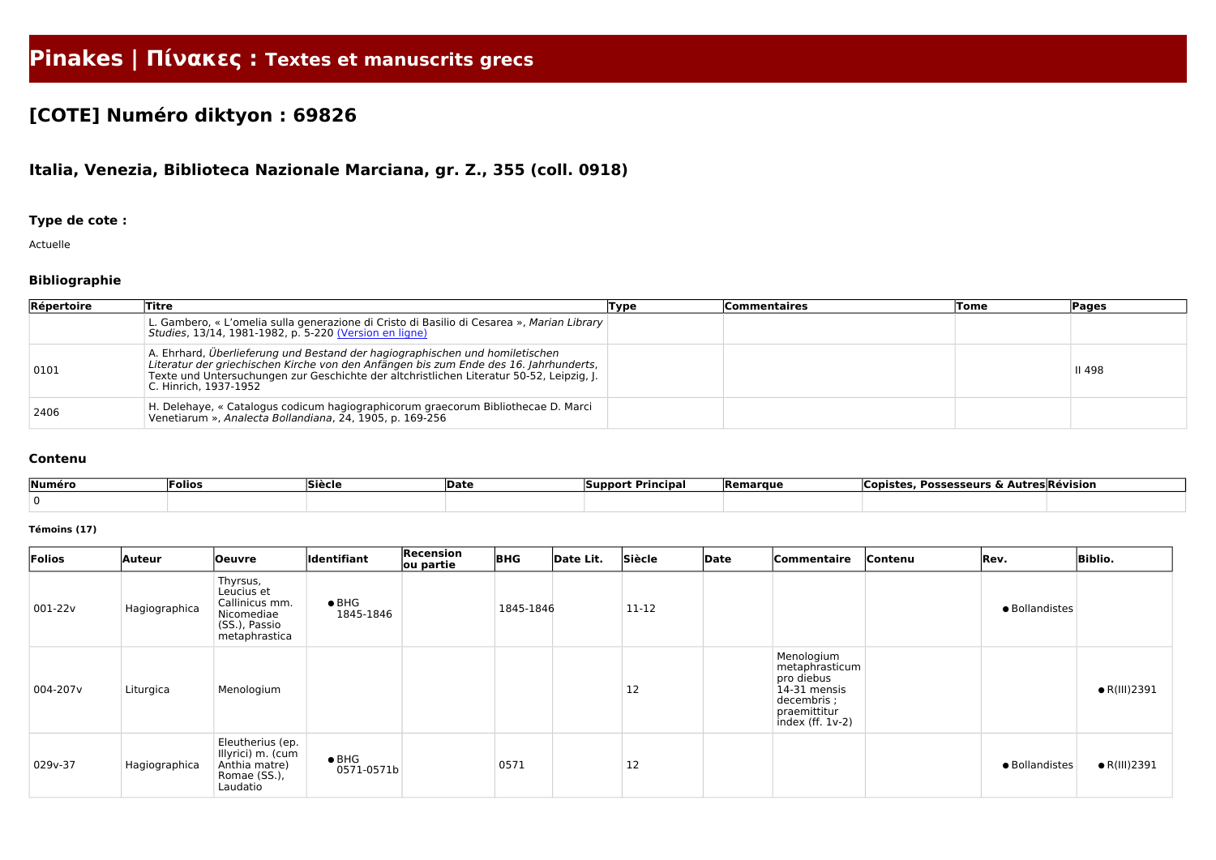# Pinakes | Πίνακες : Textes et manuscrits grecs

## [COTE] Numéro diktyon : 69826

### Italia, Venezia, Biblioteca Nazionale Marciana, gr. Z., 355 (coll. 0918)

**Type de cote :**

Actuelle

**Bibliographie**

| Répertoire | Titre | Type | Commentaires | Tome | Pages |
|---|---|---|---|---|---|
| | L. Gambero, « L'omelia sulla generazione di Cristo di Basilio di Cesarea », *Marian Library Studies*, 13/14, 1981-1982, p. 5-220 (Version en ligne) | | | | |
| 0101 | A. Ehrhard, *Überlieferung und Bestand der hagiographischen und homiletischen Literatur der griechischen Kirche von den Anfängen bis zum Ende des 16. Jahrhunderts*, Texte und Untersuchungen zur Geschichte der altchristlichen Literatur 50-52, Leipzig, J. C. Hinrich, 1937-1952 | | | | II 498 |
| 2406 | H. Delehaye, « Catalogus codicum hagiographicorum graecorum Bibliothecae D. Marci Venetiarum », *Analecta Bollandiana*, 24, 1905, p. 169-256 | | | | |

**Contenu**

| Numéro | Folios | Siècle | Date | Support Principal | Remarque | Copistes, Possesseurs & Autres | Révision |
|---|---|---|---|---|---|---|---|
| 0 | | | | | | | |

**Témoins (17)**

| Folios | Auteur | Oeuvre | Identifiant | Recension ou partie | BHG | Date Lit. | Siècle | Date | Commentaire | Contenu | Rev. | Biblio. |
|---|---|---|---|---|---|---|---|---|---|---|---|---|
| 001-22v | Hagiographica | Thyrsus, Leucius et Callinicus mm. Nicomediae (SS.), Passio metaphrastica | • BHG 1845-1846 | | 1845-1846 | | 11-12 | | | | • Bollandistes | |
| 004-207v | Liturgica | Menologium | | | | | 12 | | Menologium metaphrasticum pro diebus 14-31 mensis decembris ; praemittitur index (ff. 1v-2) | | | • R(III)2391 |
| 029v-37 | Hagiographica | Eleutherius (ep. Illyrici) m. (cum Anthia matre) Romae (SS.), Laudatio | • BHG 0571-0571b | | 0571 | | 12 | | | | • Bollandistes | • R(III)2391 |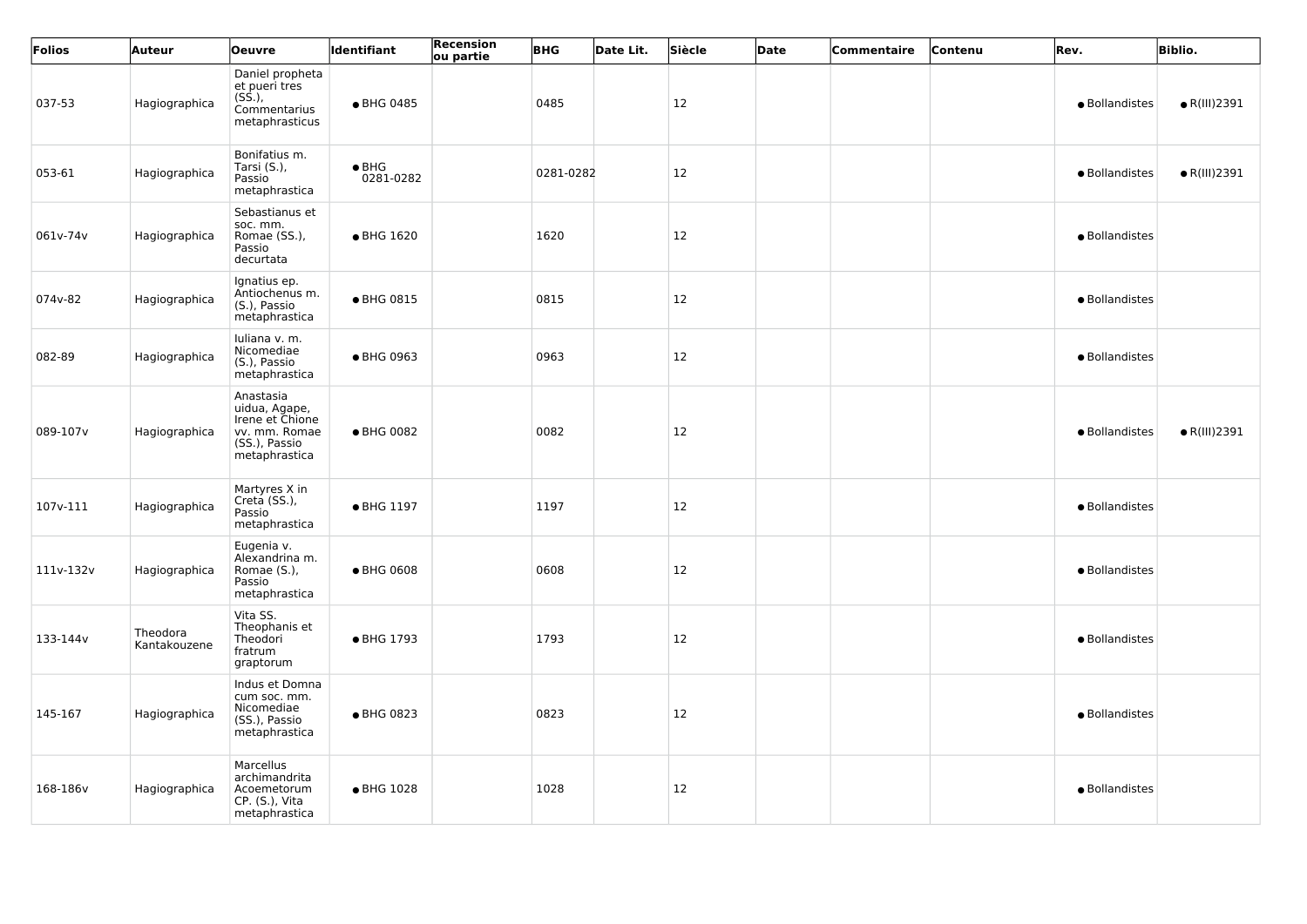| Folios | Auteur | Oeuvre | Identifiant | Recension ou partie | BHG | Date Lit. | Siècle | Date | Commentaire | Contenu | Rev. | Biblio. |
|---|---|---|---|---|---|---|---|---|---|---|---|---|
| 037-53 | Hagiographica | Daniel propheta et pueri tres (SS.), Commentarius metaphrasticus | • BHG 0485 | | 0485 | | 12 | | | | • Bollandistes | • R(III)2391 |
| 053-61 | Hagiographica | Bonifatius m. Tarsi (S.), Passio metaphrastica | • BHG 0281-0282 | | 0281-0282 | | 12 | | | | • Bollandistes | • R(III)2391 |
| 061v-74v | Hagiographica | Sebastianus et soc. mm. Romae (SS.), Passio decurtata | • BHG 1620 | | 1620 | | 12 | | | | • Bollandistes | |
| 074v-82 | Hagiographica | Ignatius ep. Antiochenus m. (S.), Passio metaphrastica | • BHG 0815 | | 0815 | | 12 | | | | • Bollandistes | |
| 082-89 | Hagiographica | Iuliana v. m. Nicomediae (S.), Passio metaphrastica | • BHG 0963 | | 0963 | | 12 | | | | • Bollandistes | |
| 089-107v | Hagiographica | Anastasia uidua, Agape, Irene et Chione vv. mm. Romae (SS.), Passio metaphrastica | • BHG 0082 | | 0082 | | 12 | | | | • Bollandistes | • R(III)2391 |
| 107v-111 | Hagiographica | Martyres X in Creta (SS.), Passio metaphrastica | • BHG 1197 | | 1197 | | 12 | | | | • Bollandistes | |
| 111v-132v | Hagiographica | Eugenia v. Alexandrina m. Romae (S.), Passio metaphrastica | • BHG 0608 | | 0608 | | 12 | | | | • Bollandistes | |
| 133-144v | Theodora Kantakouzene | Vita SS. Theophanis et Theodori fratrum graptorum | • BHG 1793 | | 1793 | | 12 | | | | • Bollandistes | |
| 145-167 | Hagiographica | Indus et Domna cum soc. mm. Nicomediae (SS.), Passio metaphrastica | • BHG 0823 | | 0823 | | 12 | | | | • Bollandistes | |
| 168-186v | Hagiographica | Marcellus archimandrita Acoemetorum CP. (S.), Vita metaphrastica | • BHG 1028 | | 1028 | | 12 | | | | • Bollandistes | |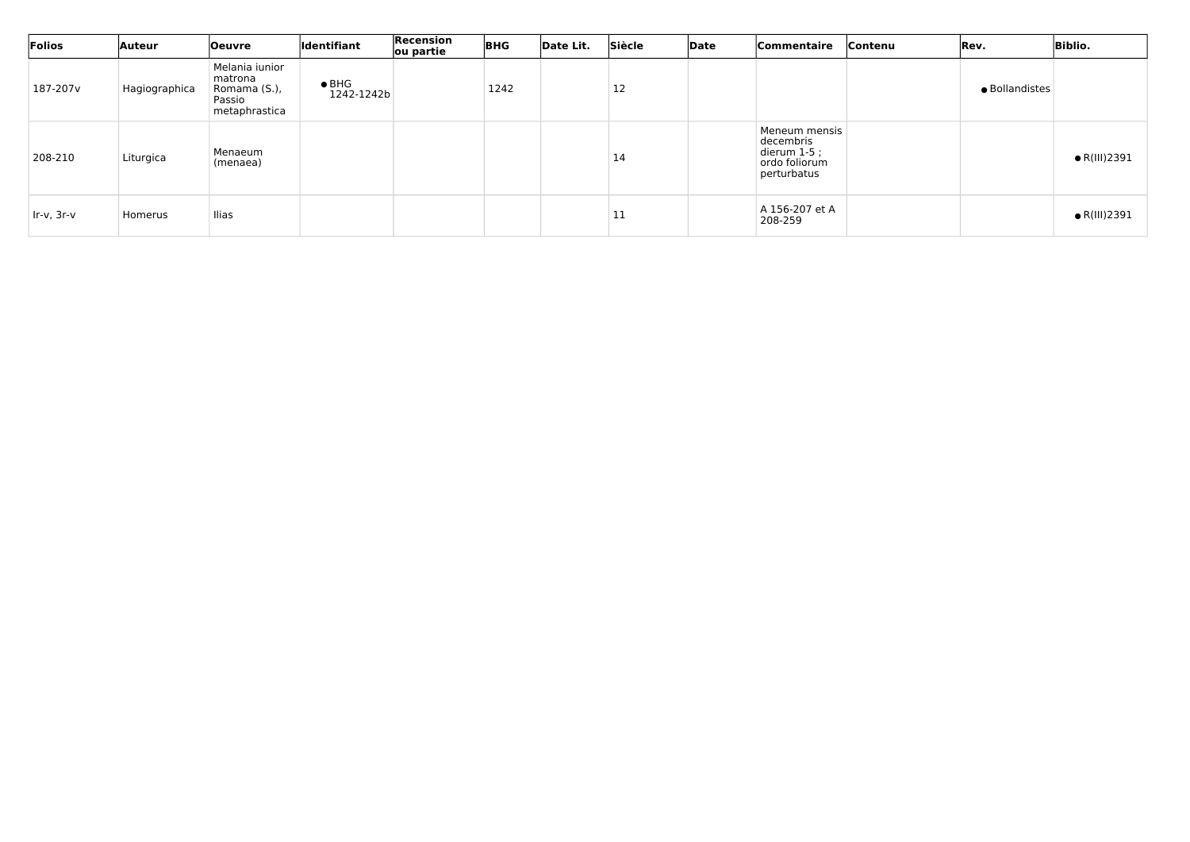| Folios | Auteur | Oeuvre | Identifiant | Recension ou partie | BHG | Date Lit. | Siècle | Date | Commentaire | Contenu | Rev. | Biblio. |
|---|---|---|---|---|---|---|---|---|---|---|---|---|
| 187-207v | Hagiographica | Melania iunior matrona Romama (S.), Passio metaphrastica | • BHG 1242-1242b | | 1242 | | 12 | | | | • Bollandistes | |
| 208-210 | Liturgica | Menaeum (menaea) | | | | | 14 | | Meneum mensis decembris dierum 1-5 ; ordo foliorum perturbatus | | | • R(III)2391 |
| Ir-v, 3r-v | Homerus | Ilias | | | | | 11 | | A 156-207 et A 208-259 | | | • R(III)2391 |